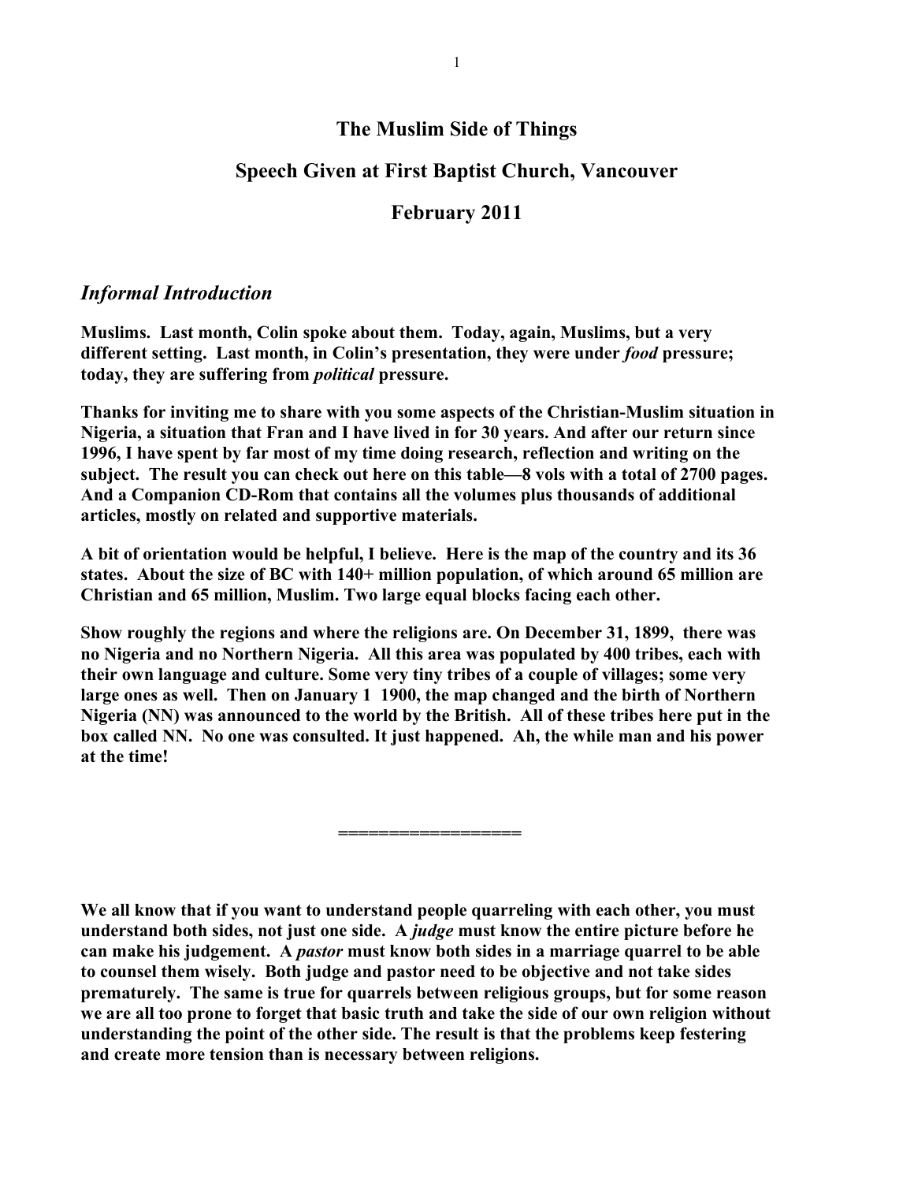# The Muslim Side of Things

## Speech Given at First Baptist Church, Vancouver

## February 2011

### *Informal Introduction*

**Muslims. Last month, Colin spoke about them. Today, again, Muslims, but a very different setting. Last month, in Colin's presentation, they were under *food* pressure; today, they are suffering from *political* pressure.**

**Thanks for inviting me to share with you some aspects of the Christian-Muslim situation in Nigeria, a situation that Fran and I have lived in for 30 years. And after our return since 1996, I have spent by far most of my time doing research, reflection and writing on the subject. The result you can check out here on this table—8 vols with a total of 2700 pages. And a Companion CD-Rom that contains all the volumes plus thousands of additional articles, mostly on related and supportive materials.**

**A bit of orientation would be helpful, I believe. Here is the map of the country and its 36 states. About the size of BC with 140+ million population, of which around 65 million are Christian and 65 million, Muslim. Two large equal blocks facing each other.**

**Show roughly the regions and where the religions are. On December 31, 1899, there was no Nigeria and no Northern Nigeria. All this area was populated by 400 tribes, each with their own language and culture. Some very tiny tribes of a couple of villages; some very large ones as well. Then on January 1 1900, the map changed and the birth of Northern Nigeria (NN) was announced to the world by the British. All of these tribes here put in the box called NN. No one was consulted. It just happened. Ah, the while man and his power at the time!**

**=================**

**We all know that if you want to understand people quarreling with each other, you must understand both sides, not just one side. A *judge* must know the entire picture before he can make his judgement. A *pastor* must know both sides in a marriage quarrel to be able to counsel them wisely. Both judge and pastor need to be objective and not take sides prematurely. The same is true for quarrels between religious groups, but for some reason we are all too prone to forget that basic truth and take the side of our own religion without understanding the point of the other side. The result is that the problems keep festering and create more tension than is necessary between religions.**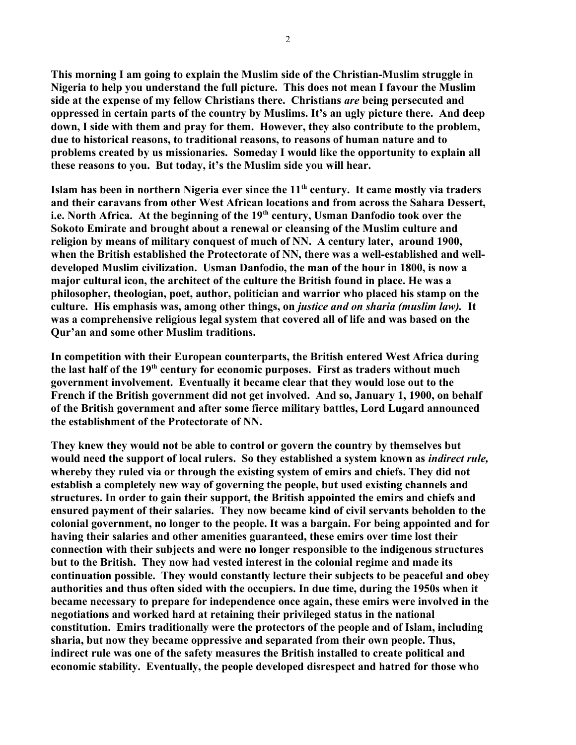**This morning I am going to explain the Muslim side of the Christian-Muslim struggle in Nigeria to help you understand the full picture. This does not mean I favour the Muslim side at the expense of my fellow Christians there. Christians *are* being persecuted and oppressed in certain parts of the country by Muslims. It's an ugly picture there. And deep down, I side with them and pray for them. However, they also contribute to the problem, due to historical reasons, to traditional reasons, to reasons of human nature and to problems created by us missionaries. Someday I would like the opportunity to explain all these reasons to you. But today, it's the Muslim side you will hear.**

**Islam has been in northern Nigeria ever since the 11th century. It came mostly via traders and their caravans from other West African locations and from across the Sahara Dessert, i.e. North Africa. At the beginning of the 19th century, Usman Danfodio took over the Sokoto Emirate and brought about a renewal or cleansing of the Muslim culture and religion by means of military conquest of much of NN. A century later, around 1900, when the British established the Protectorate of NN, there was a well-established and well-developed Muslim civilization. Usman Danfodio, the man of the hour in 1800, is now a major cultural icon, the architect of the culture the British found in place. He was a philosopher, theologian, poet, author, politician and warrior who placed his stamp on the culture. His emphasis was, among other things, on *justice and on sharia (muslim law).* It was a comprehensive religious legal system that covered all of life and was based on the Qur'an and some other Muslim traditions.**

**In competition with their European counterparts, the British entered West Africa during the last half of the 19th century for economic purposes. First as traders without much government involvement. Eventually it became clear that they would lose out to the French if the British government did not get involved. And so, January 1, 1900, on behalf of the British government and after some fierce military battles, Lord Lugard announced the establishment of the Protectorate of NN.**

**They knew they would not be able to control or govern the country by themselves but would need the support of local rulers. So they established a system known as *indirect rule,* whereby they ruled via or through the existing system of emirs and chiefs. They did not establish a completely new way of governing the people, but used existing channels and structures. In order to gain their support, the British appointed the emirs and chiefs and ensured payment of their salaries. They now became kind of civil servants beholden to the colonial government, no longer to the people. It was a bargain. For being appointed and for having their salaries and other amenities guaranteed, these emirs over time lost their connection with their subjects and were no longer responsible to the indigenous structures but to the British. They now had vested interest in the colonial regime and made its continuation possible. They would constantly lecture their subjects to be peaceful and obey authorities and thus often sided with the occupiers. In due time, during the 1950s when it became necessary to prepare for independence once again, these emirs were involved in the negotiations and worked hard at retaining their privileged status in the national constitution. Emirs traditionally were the protectors of the people and of Islam, including sharia, but now they became oppressive and separated from their own people. Thus, indirect rule was one of the safety measures the British installed to create political and economic stability. Eventually, the people developed disrespect and hatred for those who**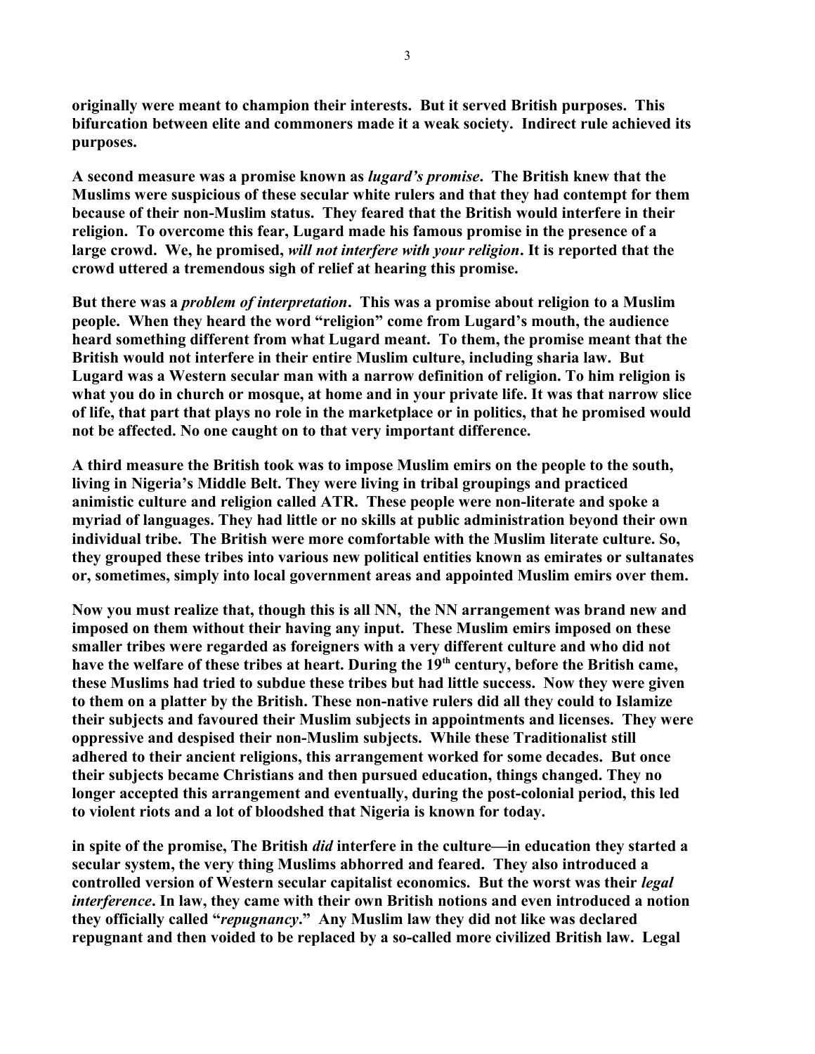**originally were meant to champion their interests. But it served British purposes. This bifurcation between elite and commoners made it a weak society. Indirect rule achieved its purposes.**

**A second measure was a promise known as *lugard's promise*. The British knew that the Muslims were suspicious of these secular white rulers and that they had contempt for them because of their non-Muslim status. They feared that the British would interfere in their religion. To overcome this fear, Lugard made his famous promise in the presence of a large crowd. We, he promised, *will not interfere with your religion*. It is reported that the crowd uttered a tremendous sigh of relief at hearing this promise.**

**But there was a *problem of interpretation*. This was a promise about religion to a Muslim people. When they heard the word "religion" come from Lugard's mouth, the audience heard something different from what Lugard meant. To them, the promise meant that the British would not interfere in their entire Muslim culture, including sharia law. But Lugard was a Western secular man with a narrow definition of religion. To him religion is what you do in church or mosque, at home and in your private life. It was that narrow slice of life, that part that plays no role in the marketplace or in politics, that he promised would not be affected. No one caught on to that very important difference.**

**A third measure the British took was to impose Muslim emirs on the people to the south, living in Nigeria's Middle Belt. They were living in tribal groupings and practiced animistic culture and religion called ATR. These people were non-literate and spoke a myriad of languages. They had little or no skills at public administration beyond their own individual tribe. The British were more comfortable with the Muslim literate culture. So, they grouped these tribes into various new political entities known as emirates or sultanates or, sometimes, simply into local government areas and appointed Muslim emirs over them.**

**Now you must realize that, though this is all NN, the NN arrangement was brand new and imposed on them without their having any input. These Muslim emirs imposed on these smaller tribes were regarded as foreigners with a very different culture and who did not have the welfare of these tribes at heart. During the 19th century, before the British came, these Muslims had tried to subdue these tribes but had little success. Now they were given to them on a platter by the British. These non-native rulers did all they could to Islamize their subjects and favoured their Muslim subjects in appointments and licenses. They were oppressive and despised their non-Muslim subjects. While these Traditionalist still adhered to their ancient religions, this arrangement worked for some decades. But once their subjects became Christians and then pursued education, things changed. They no longer accepted this arrangement and eventually, during the post-colonial period, this led to violent riots and a lot of bloodshed that Nigeria is known for today.**

**in spite of the promise, The British *did* interfere in the culture—in education they started a secular system, the very thing Muslims abhorred and feared. They also introduced a controlled version of Western secular capitalist economics. But the worst was their *legal interference*. In law, they came with their own British notions and even introduced a notion they officially called "*repugnancy*." Any Muslim law they did not like was declared repugnant and then voided to be replaced by a so-called more civilized British law. Legal**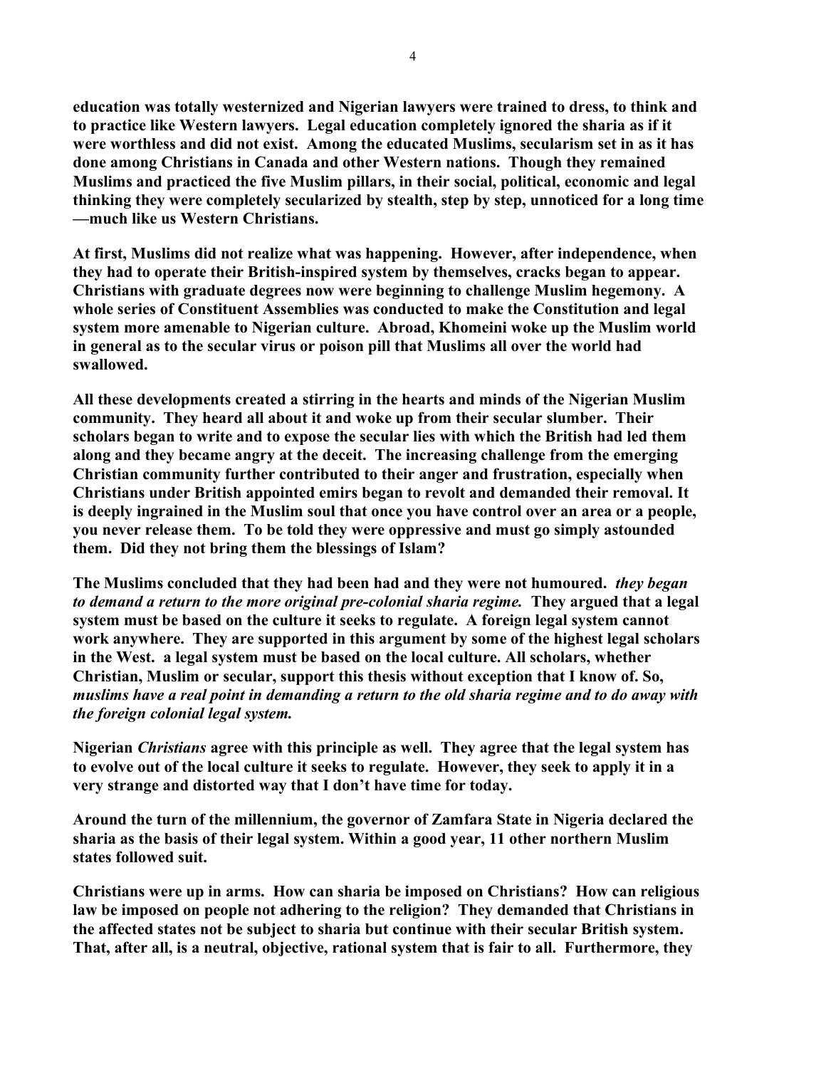**education was totally westernized and Nigerian lawyers were trained to dress, to think and to practice like Western lawyers. Legal education completely ignored the sharia as if it were worthless and did not exist. Among the educated Muslims, secularism set in as it has done among Christians in Canada and other Western nations. Though they remained Muslims and practiced the five Muslim pillars, in their social, political, economic and legal thinking they were completely secularized by stealth, step by step, unnoticed for a long time —much like us Western Christians.**

**At first, Muslims did not realize what was happening. However, after independence, when they had to operate their British-inspired system by themselves, cracks began to appear. Christians with graduate degrees now were beginning to challenge Muslim hegemony. A whole series of Constituent Assemblies was conducted to make the Constitution and legal system more amenable to Nigerian culture. Abroad, Khomeini woke up the Muslim world in general as to the secular virus or poison pill that Muslims all over the world had swallowed.**

**All these developments created a stirring in the hearts and minds of the Nigerian Muslim community. They heard all about it and woke up from their secular slumber. Their scholars began to write and to expose the secular lies with which the British had led them along and they became angry at the deceit. The increasing challenge from the emerging Christian community further contributed to their anger and frustration, especially when Christians under British appointed emirs began to revolt and demanded their removal. It is deeply ingrained in the Muslim soul that once you have control over an area or a people, you never release them. To be told they were oppressive and must go simply astounded them. Did they not bring them the blessings of Islam?**

**The Muslims concluded that they had been had and they were not humoured.** ***they began to demand a return to the more original pre-colonial sharia regime.*** **They argued that a legal system must be based on the culture it seeks to regulate. A foreign legal system cannot work anywhere. They are supported in this argument by some of the highest legal scholars in the West. a legal system must be based on the local culture. All scholars, whether Christian, Muslim or secular, support this thesis without exception that I know of. So,** ***muslims have a real point in demanding a return to the old sharia regime and to do away with the foreign colonial legal system.***

**Nigerian** ***Christians*** **agree with this principle as well. They agree that the legal system has to evolve out of the local culture it seeks to regulate. However, they seek to apply it in a very strange and distorted way that I don't have time for today.**

**Around the turn of the millennium, the governor of Zamfara State in Nigeria declared the sharia as the basis of their legal system. Within a good year, 11 other northern Muslim states followed suit.**

**Christians were up in arms. How can sharia be imposed on Christians? How can religious law be imposed on people not adhering to the religion? They demanded that Christians in the affected states not be subject to sharia but continue with their secular British system. That, after all, is a neutral, objective, rational system that is fair to all. Furthermore, they**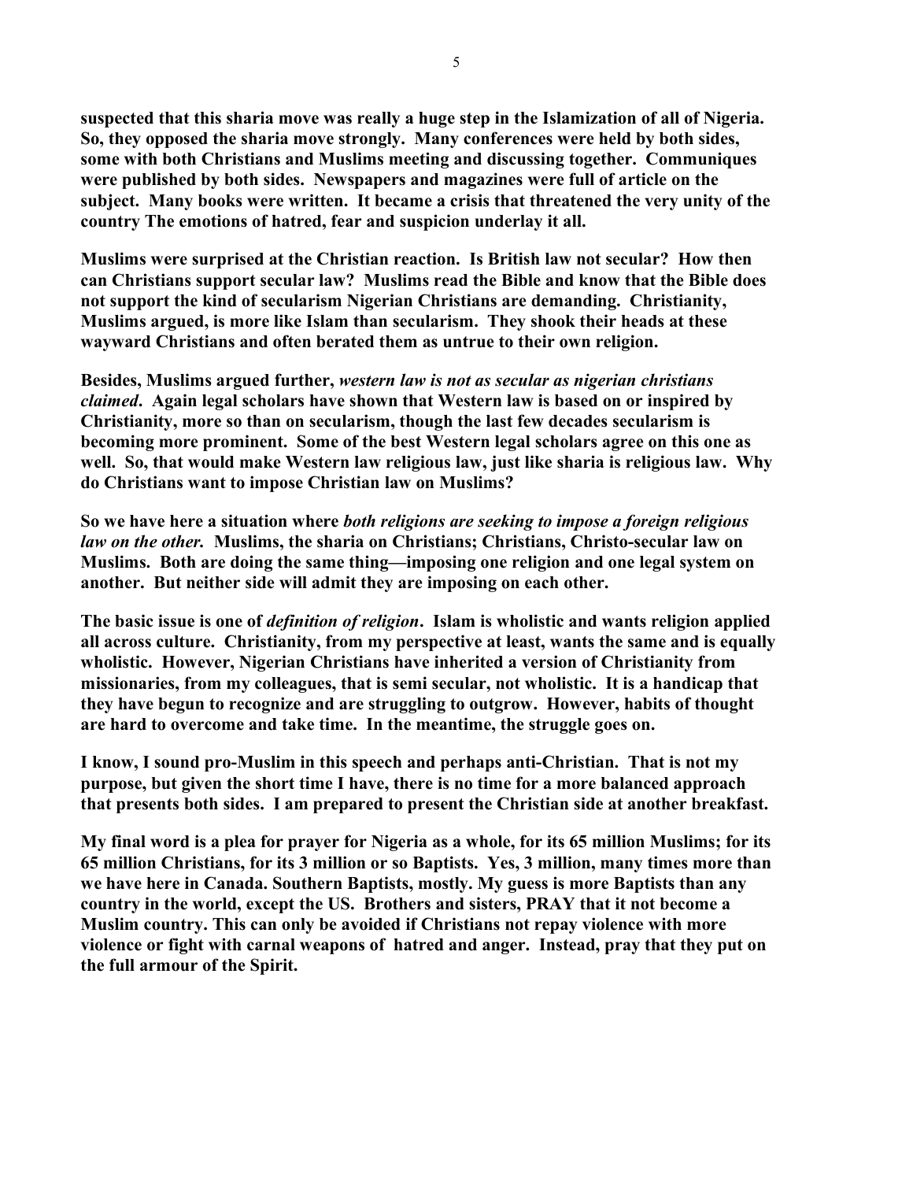**suspected that this sharia move was really a huge step in the Islamization of all of Nigeria. So, they opposed the sharia move strongly. Many conferences were held by both sides, some with both Christians and Muslims meeting and discussing together. Communiques were published by both sides. Newspapers and magazines were full of article on the subject. Many books were written. It became a crisis that threatened the very unity of the country The emotions of hatred, fear and suspicion underlay it all.**

**Muslims were surprised at the Christian reaction. Is British law not secular? How then can Christians support secular law? Muslims read the Bible and know that the Bible does not support the kind of secularism Nigerian Christians are demanding. Christianity, Muslims argued, is more like Islam than secularism. They shook their heads at these wayward Christians and often berated them as untrue to their own religion.**

**Besides, Muslims argued further, *western law is not as secular as nigerian christians claimed*. Again legal scholars have shown that Western law is based on or inspired by Christianity, more so than on secularism, though the last few decades secularism is becoming more prominent. Some of the best Western legal scholars agree on this one as well. So, that would make Western law religious law, just like sharia is religious law. Why do Christians want to impose Christian law on Muslims?**

**So we have here a situation where *both religions are seeking to impose a foreign religious law on the other.* Muslims, the sharia on Christians; Christians, Christo-secular law on Muslims. Both are doing the same thing—imposing one religion and one legal system on another. But neither side will admit they are imposing on each other.**

**The basic issue is one of *definition of religion*. Islam is wholistic and wants religion applied all across culture. Christianity, from my perspective at least, wants the same and is equally wholistic. However, Nigerian Christians have inherited a version of Christianity from missionaries, from my colleagues, that is semi secular, not wholistic. It is a handicap that they have begun to recognize and are struggling to outgrow. However, habits of thought are hard to overcome and take time. In the meantime, the struggle goes on.**

**I know, I sound pro-Muslim in this speech and perhaps anti-Christian. That is not my purpose, but given the short time I have, there is no time for a more balanced approach that presents both sides. I am prepared to present the Christian side at another breakfast.**

**My final word is a plea for prayer for Nigeria as a whole, for its 65 million Muslims; for its 65 million Christians, for its 3 million or so Baptists. Yes, 3 million, many times more than we have here in Canada. Southern Baptists, mostly. My guess is more Baptists than any country in the world, except the US. Brothers and sisters, PRAY that it not become a Muslim country. This can only be avoided if Christians not repay violence with more violence or fight with carnal weapons of hatred and anger. Instead, pray that they put on the full armour of the Spirit.**